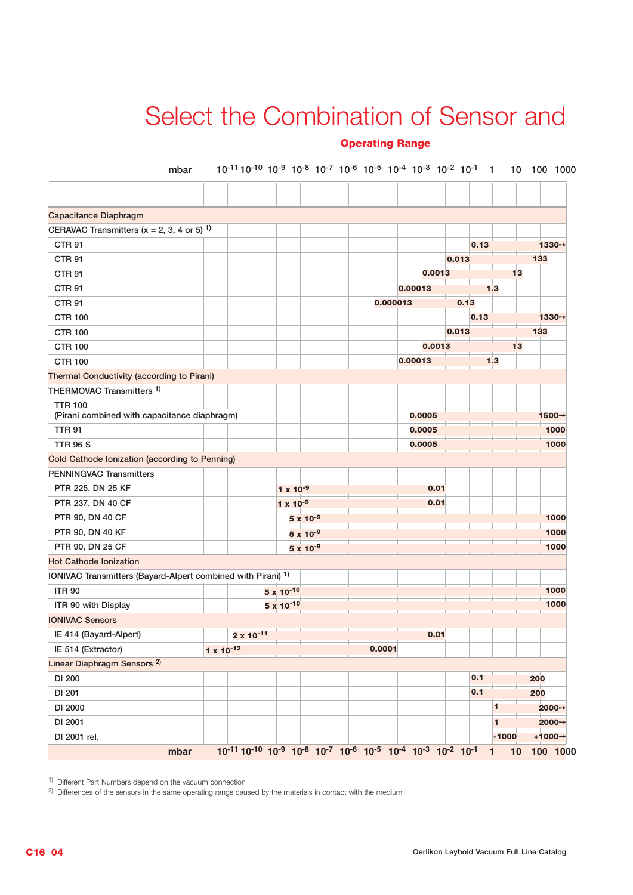# Select the Combination of Sensor and

## Operating Range

| Sensor | Operating Range (mbar) | |
|---|---|---|
| **Capacitance Diaphragm** | | |
| CERAVAC Transmitters (x = 2, 3, 4 or 5) [1] | | |
| CTR 91 | 0.13 | 1330→ |
| CTR 91 | 0.013 | 133 |
| CTR 91 | 0.0013 | 13 |
| CTR 91 | 0.00013 | 1.3 |
| CTR 91 | 0.000013 | 0.13 |
| CTR 100 | 0.13 | 1330→ |
| CTR 100 | 0.013 | 133 |
| CTR 100 | 0.0013 | 13 |
| CTR 100 | 0.00013 | 1.3 |
| **Thermal Conductivity (according to Pirani)** | | |
| THERMOVAC Transmitters [1] | | |
| TTR 100 (Pirani combined with capacitance diaphragm) | 0.0005 | 1500→ |
| TTR 91 | 0.0005 | 1000 |
| TTR 96 S | 0.0005 | 1000 |
| **Cold Cathode Ionization (according to Penning)** | | |
| PENNINGVAC Transmitters | | |
| PTR 225, DN 25 KF | $1 \times 10^{-9}$ | 0.01 |
| PTR 237, DN 40 CF | $1 \times 10^{-9}$ | 0.01 |
| PTR 90, DN 40 CF | $5 \times 10^{-9}$ | 1000 |
| PTR 90, DN 40 KF | $5 \times 10^{-9}$ | 1000 |
| PTR 90, DN 25 CF | $5 \times 10^{-9}$ | 1000 |
| **Hot Cathode Ionization** | | |
| IONIVAC Transmitters (Bayard-Alpert combined with Pirani) [1] | | |
| ITR 90 | $5 \times 10^{-10}$ | 1000 |
| ITR 90 with Display | $5 \times 10^{-10}$ | 1000 |
| IONIVAC Sensors | | |
| IE 414 (Bayard-Alpert) | $2 \times 10^{-11}$ | 0.01 |
| IE 514 (Extractor) | $1 \times 10^{-12}$ | 0.0001 |
| **Linear Diaphragm Sensors** [2] | | |
| DI 200 | 0.1 | 200 |
| DI 201 | 0.1 | 200 |
| DI 2000 | 1 | 2000→ |
| DI 2001 | 1 | 2000→ |
| DI 2001 rel. | -1000 | +1000→ |

Scale (mbar): $10^{-11}$ $10^{-10}$ $10^{-9}$ $10^{-8}$ $10^{-7}$ $10^{-6}$ $10^{-5}$ $10^{-4}$ $10^{-3}$ $10^{-2}$ $10^{-1}$ 1 10 100 1000

[1] Different Part Numbers depend on the vacuum connection

[2] Differences of the sensors in the same operating range caused by the materials in contact with the medium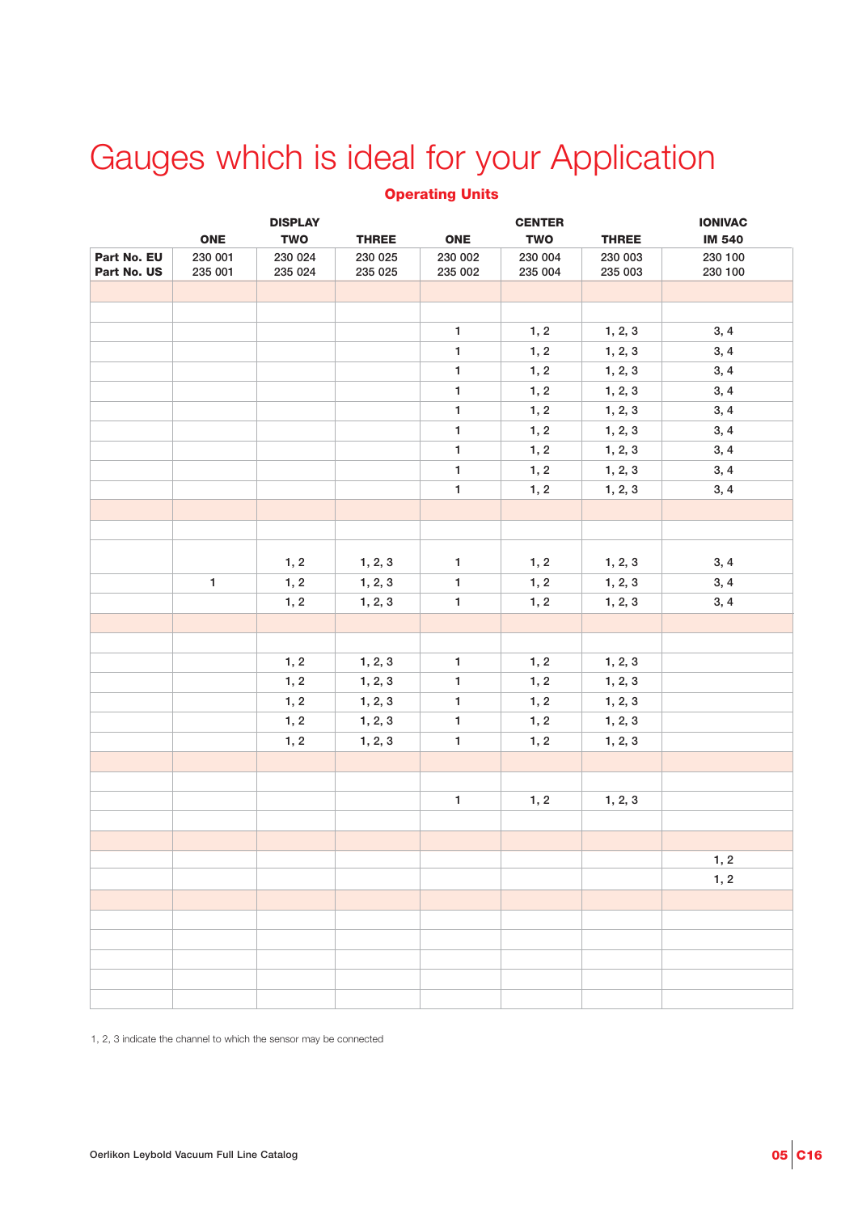# Gauges which is ideal for your Application

**Operating Units**

| | DISPLAY | | | CENTER | | | IONIVAC |
|---|---|---|---|---|---|---|---|
| | ONE | TWO | THREE | ONE | TWO | THREE | IM 540 |
| **Part No. EU** | 230 001 | 230 024 | 230 025 | 230 002 | 230 004 | 230 003 | 230 100 |
| **Part No. US** | 235 001 | 235 024 | 235 025 | 235 002 | 235 004 | 235 003 | 230 100 |
| | | | | | | | |
| | | | | | | | |
| | | | | 1 | 1, 2 | 1, 2, 3 | 3, 4 |
| | | | | 1 | 1, 2 | 1, 2, 3 | 3, 4 |
| | | | | 1 | 1, 2 | 1, 2, 3 | 3, 4 |
| | | | | 1 | 1, 2 | 1, 2, 3 | 3, 4 |
| | | | | 1 | 1, 2 | 1, 2, 3 | 3, 4 |
| | | | | 1 | 1, 2 | 1, 2, 3 | 3, 4 |
| | | | | 1 | 1, 2 | 1, 2, 3 | 3, 4 |
| | | | | 1 | 1, 2 | 1, 2, 3 | 3, 4 |
| | | | | 1 | 1, 2 | 1, 2, 3 | 3, 4 |
| | | | | | | | |
| | | | | | | | |
| | | 1, 2 | 1, 2, 3 | 1 | 1, 2 | 1, 2, 3 | 3, 4 |
| | 1 | 1, 2 | 1, 2, 3 | 1 | 1, 2 | 1, 2, 3 | 3, 4 |
| | | 1, 2 | 1, 2, 3 | 1 | 1, 2 | 1, 2, 3 | 3, 4 |
| | | | | | | | |
| | | | | | | | |
| | | 1, 2 | 1, 2, 3 | 1 | 1, 2 | 1, 2, 3 | |
| | | 1, 2 | 1, 2, 3 | 1 | 1, 2 | 1, 2, 3 | |
| | | 1, 2 | 1, 2, 3 | 1 | 1, 2 | 1, 2, 3 | |
| | | 1, 2 | 1, 2, 3 | 1 | 1, 2 | 1, 2, 3 | |
| | | 1, 2 | 1, 2, 3 | 1 | 1, 2 | 1, 2, 3 | |
| | | | | | | | |
| | | | | | | | |
| | | | | 1 | 1, 2 | 1, 2, 3 | |
| | | | | | | | |
| | | | | | | | |
| | | | | | | | 1, 2 |
| | | | | | | | 1, 2 |
| | | | | | | | |
| | | | | | | | |
| | | | | | | | |
| | | | | | | | |
| | | | | | | | |
| | | | | | | | |

1, 2, 3 indicate the channel to which the sensor may be connected